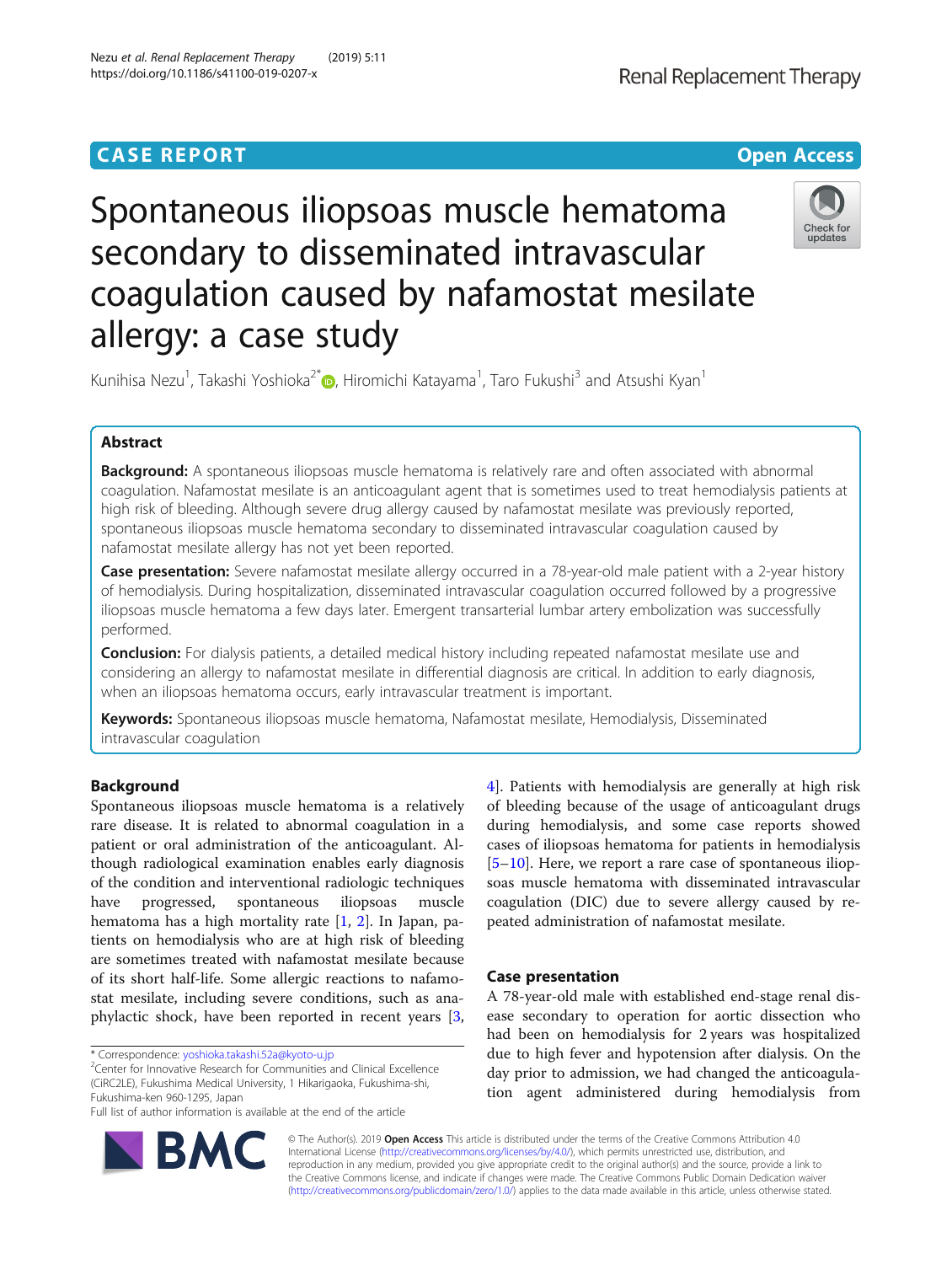CASE REPORT

Open Access

# Spontaneous iliopsoas muscle hematoma secondary to disseminated intravascular coagulation caused by nafamostat mesilate allergy: a case study

Kunihisa Nezu[1], Takashi Yoshioka[2*], Hiromichi Katayama[1], Taro Fukushi[3] and Atsushi Kyan[1]

## Abstract

**Background:** A spontaneous iliopsoas muscle hematoma is relatively rare and often associated with abnormal coagulation. Nafamostat mesilate is an anticoagulant agent that is sometimes used to treat hemodialysis patients at high risk of bleeding. Although severe drug allergy caused by nafamostat mesilate was previously reported, spontaneous iliopsoas muscle hematoma secondary to disseminated intravascular coagulation caused by nafamostat mesilate allergy has not yet been reported.

**Case presentation:** Severe nafamostat mesilate allergy occurred in a 78-year-old male patient with a 2-year history of hemodialysis. During hospitalization, disseminated intravascular coagulation occurred followed by a progressive iliopsoas muscle hematoma a few days later. Emergent transarterial lumbar artery embolization was successfully performed.

**Conclusion:** For dialysis patients, a detailed medical history including repeated nafamostat mesilate use and considering an allergy to nafamostat mesilate in differential diagnosis are critical. In addition to early diagnosis, when an iliopsoas hematoma occurs, early intravascular treatment is important.

**Keywords:** Spontaneous iliopsoas muscle hematoma, Nafamostat mesilate, Hemodialysis, Disseminated intravascular coagulation

## Background

Spontaneous iliopsoas muscle hematoma is a relatively rare disease. It is related to abnormal coagulation in a patient or oral administration of the anticoagulant. Although radiological examination enables early diagnosis of the condition and interventional radiologic techniques have progressed, spontaneous iliopsoas muscle hematoma has a high mortality rate [1, 2]. In Japan, patients on hemodialysis who are at high risk of bleeding are sometimes treated with nafamostat mesilate because of its short half-life. Some allergic reactions to nafamostat mesilate, including severe conditions, such as anaphylactic shock, have been reported in recent years [3, 4]. Patients with hemodialysis are generally at high risk of bleeding because of the usage of anticoagulant drugs during hemodialysis, and some case reports showed cases of iliopsoas hematoma for patients in hemodialysis [5–10]. Here, we report a rare case of spontaneous iliopsoas muscle hematoma with disseminated intravascular coagulation (DIC) due to severe allergy caused by repeated administration of nafamostat mesilate.

## Case presentation

A 78-year-old male with established end-stage renal disease secondary to operation for aortic dissection who had been on hemodialysis for 2 years was hospitalized due to high fever and hypotension after dialysis. On the day prior to admission, we had changed the anticoagulation agent administered during hemodialysis from

\* Correspondence: yoshioka.takashi.52a@kyoto-u.jp
[2]Center for Innovative Research for Communities and Clinical Excellence (CiRC2LE), Fukushima Medical University, 1 Hikarigaoka, Fukushima-shi, Fukushima-ken 960-1295, Japan
Full list of author information is available at the end of the article

© The Author(s). 2019 **Open Access** This article is distributed under the terms of the Creative Commons Attribution 4.0 International License (http://creativecommons.org/licenses/by/4.0/), which permits unrestricted use, distribution, and reproduction in any medium, provided you give appropriate credit to the original author(s) and the source, provide a link to the Creative Commons license, and indicate if changes were made. The Creative Commons Public Domain Dedication waiver (http://creativecommons.org/publicdomain/zero/1.0/) applies to the data made available in this article, unless otherwise stated.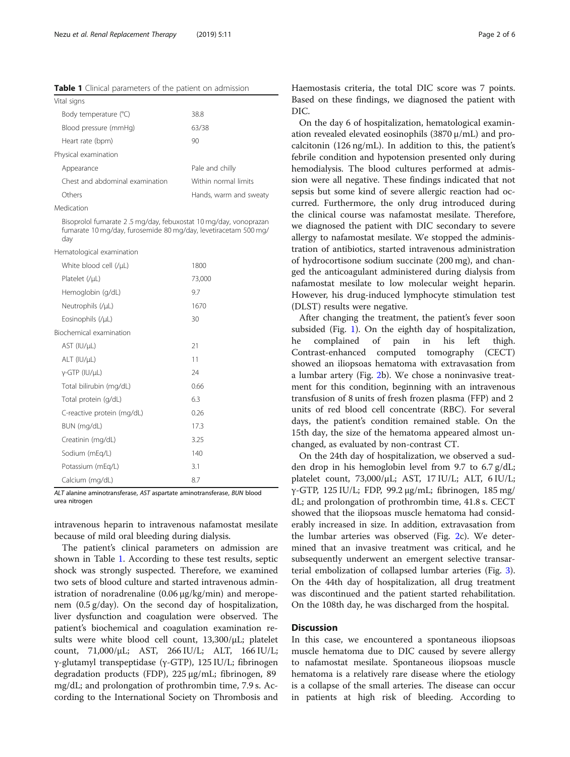**Table 1** Clinical parameters of the patient on admission

| | |
|---|---|
| Vital signs | |
| Body temperature (°C) | 38.8 |
| Blood pressure (mmHg) | 63/38 |
| Heart rate (bpm) | 90 |
| Physical examination | |
| Appearance | Pale and chilly |
| Chest and abdominal examination | Within normal limits |
| Others | Hands, warm and sweaty |
| Medication | |
| Bisoprolol fumarate 2 .5 mg/day, febuxostat 10 mg/day, vonoprazan fumarate 10 mg/day, furosemide 80 mg/day, levetiracetam 500 mg/day | |
| Hematological examination | |
| White blood cell (/μL) | 1800 |
| Platelet (/μL) | 73,000 |
| Hemoglobin (g/dL) | 9.7 |
| Neutrophils (/μL) | 1670 |
| Eosinophils (/μL) | 30 |
| Biochemical examination | |
| AST (IU/μL) | 21 |
| ALT (IU/μL) | 11 |
| γ-GTP (IU/μL) | 24 |
| Total bilirubin (mg/dL) | 0.66 |
| Total protein (g/dL) | 6.3 |
| C-reactive protein (mg/dL) | 0.26 |
| BUN (mg/dL) | 17.3 |
| Creatinin (mg/dL) | 3.25 |
| Sodium (mEq/L) | 140 |
| Potassium (mEq/L) | 3.1 |
| Calcium (mg/dL) | 8.7 |

*ALT* alanine aminotransferase, *AST* aspartate aminotransferase, *BUN* blood urea nitrogen

intravenous heparin to intravenous nafamostat mesilate because of mild oral bleeding during dialysis.

The patient's clinical parameters on admission are shown in Table 1. According to these test results, septic shock was strongly suspected. Therefore, we examined two sets of blood culture and started intravenous administration of noradrenaline (0.06 μg/kg/min) and meropenem (0.5 g/day). On the second day of hospitalization, liver dysfunction and coagulation were observed. The patient's biochemical and coagulation examination results were white blood cell count, 13,300/μL; platelet count, 71,000/μL; AST, 266 IU/L; ALT, 166 IU/L; γ-glutamyl transpeptidase (γ-GTP), 125 IU/L; fibrinogen degradation products (FDP), 225 μg/mL; fibrinogen, 89 mg/dL; and prolongation of prothrombin time, 7.9 s. According to the International Society on Thrombosis and Haemostasis criteria, the total DIC score was 7 points. Based on these findings, we diagnosed the patient with DIC.

On the day 6 of hospitalization, hematological examination revealed elevated eosinophils (3870 μ/mL) and procalcitonin (126 ng/mL). In addition to this, the patient's febrile condition and hypotension presented only during hemodialysis. The blood cultures performed at admission were all negative. These findings indicated that not sepsis but some kind of severe allergic reaction had occurred. Furthermore, the only drug introduced during the clinical course was nafamostat mesilate. Therefore, we diagnosed the patient with DIC secondary to severe allergy to nafamostat mesilate. We stopped the administration of antibiotics, started intravenous administration of hydrocortisone sodium succinate (200 mg), and changed the anticoagulant administered during dialysis from nafamostat mesilate to low molecular weight heparin. However, his drug-induced lymphocyte stimulation test (DLST) results were negative.

After changing the treatment, the patient's fever soon subsided (Fig. 1). On the eighth day of hospitalization, he complained of pain in his left thigh. Contrast-enhanced computed tomography (CECT) showed an iliopsoas hematoma with extravasation from a lumbar artery (Fig. 2b). We chose a noninvasive treatment for this condition, beginning with an intravenous transfusion of 8 units of fresh frozen plasma (FFP) and 2 units of red blood cell concentrate (RBC). For several days, the patient's condition remained stable. On the 15th day, the size of the hematoma appeared almost unchanged, as evaluated by non-contrast CT.

On the 24th day of hospitalization, we observed a sudden drop in his hemoglobin level from 9.7 to 6.7 g/dL; platelet count, 73,000/μL; AST, 17 IU/L; ALT, 6 IU/L; γ-GTP, 125 IU/L; FDP, 99.2 μg/mL; fibrinogen, 185 mg/dL; and prolongation of prothrombin time, 41.8 s. CECT showed that the iliopsoas muscle hematoma had considerably increased in size. In addition, extravasation from the lumbar arteries was observed (Fig. 2c). We determined that an invasive treatment was critical, and he subsequently underwent an emergent selective transarterial embolization of collapsed lumbar arteries (Fig. 3). On the 44th day of hospitalization, all drug treatment was discontinued and the patient started rehabilitation. On the 108th day, he was discharged from the hospital.

## Discussion

In this case, we encountered a spontaneous iliopsoas muscle hematoma due to DIC caused by severe allergy to nafamostat mesilate. Spontaneous iliopsoas muscle hematoma is a relatively rare disease where the etiology is a collapse of the small arteries. The disease can occur in patients at high risk of bleeding. According to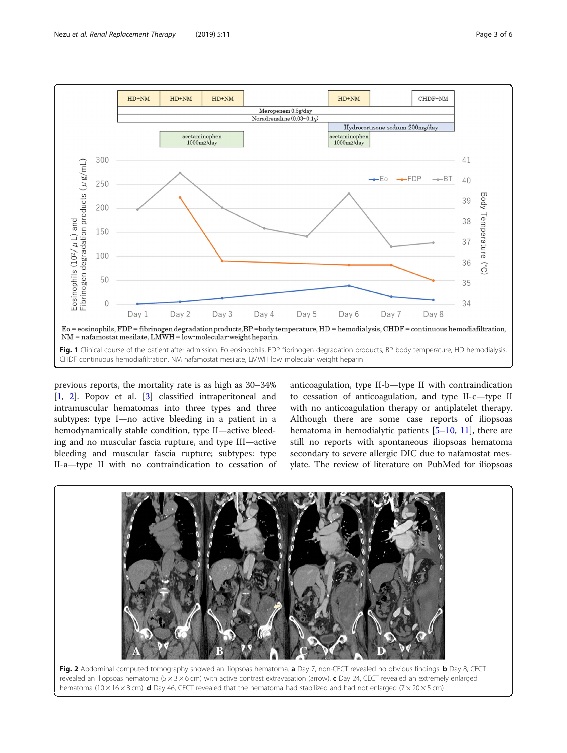Fig. 1 Clinical course of the patient after admission. Eo eosinophils, FDP fibrinogen degradation products, BP body temperature, HD hemodialysis, CHDF continuous hemodiafiltration, NM nafamostat mesilate, LMWH low molecular weight heparin

previous reports, the mortality rate is as high as 30–34% [1, 2]. Popov et al. [3] classified intraperitoneal and intramuscular hematomas into three types and three subtypes: type I—no active bleeding in a patient in a hemodynamically stable condition, type II—active bleeding and no muscular fascia rupture, and type III—active bleeding and muscular fascia rupture; subtypes: type II-a—type II with no contraindication to cessation of anticoagulation, type II-b—type II with contraindication to cessation of anticoagulation, and type II-c—type II with no anticoagulation therapy or antiplatelet therapy. Although there are some case reports of iliopsoas hematoma in hemodialytic patients [5–10, 11], there are still no reports with spontaneous iliopsoas hematoma secondary to severe allergic DIC due to nafamostat mesylate. The review of literature on PubMed for iliopsoas

Fig. 2 Abdominal computed tomography showed an iliopsoas hematoma. **a** Day 7, non-CECT revealed no obvious findings. **b** Day 8, CECT revealed an iliopsoas hematoma (5 × 3 × 6 cm) with active contrast extravasation (arrow). **c** Day 24, CECT revealed an extremely enlarged hematoma (10 × 16 × 8 cm). **d** Day 46, CECT revealed that the hematoma had stabilized and had not enlarged (7 × 20 × 5 cm)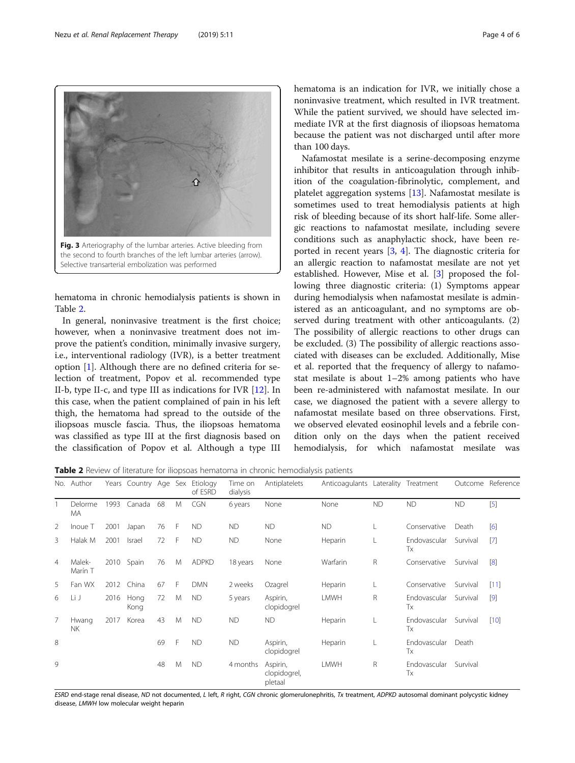Fig. 3 Arteriography of the lumbar arteries. Active bleeding from the second to fourth branches of the left lumbar arteries (arrow). Selective transarterial embolization was performed

hematoma in chronic hemodialysis patients is shown in Table 2.

In general, noninvasive treatment is the first choice; however, when a noninvasive treatment does not improve the patient's condition, minimally invasive surgery, i.e., interventional radiology (IVR), is a better treatment option [1]. Although there are no defined criteria for selection of treatment, Popov et al. recommended type II-b, type II-c, and type III as indications for IVR [12]. In this case, when the patient complained of pain in his left thigh, the hematoma had spread to the outside of the iliopsoas muscle fascia. Thus, the iliopsoas hematoma was classified as type III at the first diagnosis based on the classification of Popov et al. Although a type III hematoma is an indication for IVR, we initially chose a noninvasive treatment, which resulted in IVR treatment. While the patient survived, we should have selected immediate IVR at the first diagnosis of iliopsoas hematoma because the patient was not discharged until after more than 100 days.

Nafamostat mesilate is a serine-decomposing enzyme inhibitor that results in anticoagulation through inhibition of the coagulation-fibrinolytic, complement, and platelet aggregation systems [13]. Nafamostat mesilate is sometimes used to treat hemodialysis patients at high risk of bleeding because of its short half-life. Some allergic reactions to nafamostat mesilate, including severe conditions such as anaphylactic shock, have been reported in recent years [3, 4]. The diagnostic criteria for an allergic reaction to nafamostat mesilate are not yet established. However, Mise et al. [3] proposed the following three diagnostic criteria: (1) Symptoms appear during hemodialysis when nafamostat mesilate is administered as an anticoagulant, and no symptoms are observed during treatment with other anticoagulants. (2) The possibility of allergic reactions to other drugs can be excluded. (3) The possibility of allergic reactions associated with diseases can be excluded. Additionally, Mise et al. reported that the frequency of allergy to nafamostat mesilate is about 1–2% among patients who have been re-administered with nafamostat mesilate. In our case, we diagnosed the patient with a severe allergy to nafamostat mesilate based on three observations. First, we observed elevated eosinophil levels and a febrile condition only on the days when the patient received hemodialysis, for which nafamostat mesilate was

**Table 2** Review of literature for iliopsoas hematoma in chronic hemodialysis patients

| No. | Author | Years | Country | Age | Sex | Etiology of ESRD | Time on dialysis | Antiplatelets | Anticoagulants | Laterality | Treatment | Outcome | Reference |
|---|---|---|---|---|---|---|---|---|---|---|---|---|---|
| 1 | Delorme MA | 1993 | Canada | 68 | M | CGN | 6 years | None | None | ND | ND | ND | [5] |
| 2 | Inoue T | 2001 | Japan | 76 | F | ND | ND | ND | ND | L | Conservative | Death | [6] |
| 3 | Halak M | 2001 | Israel | 72 | F | ND | ND | None | Heparin | L | Endovascular Tx | Survival | [7] |
| 4 | Malek-Marín T | 2010 | Spain | 76 | M | ADPKD | 18 years | None | Warfarin | R | Conservative | Survival | [8] |
| 5 | Fan WX | 2012 | China | 67 | F | DMN | 2 weeks | Ozagrel | Heparin | L | Conservative | Survival | [11] |
| 6 | Li J | 2016 | Hong Kong | 72 | M | ND | 5 years | Aspirin, clopidogrel | LMWH | R | Endovascular Tx | Survival | [9] |
| 7 | Hwang NK | 2017 | Korea | 43 | M | ND | ND | ND | Heparin | L | Endovascular Tx | Survival | [10] |
| 8 | | | | 69 | F | ND | ND | Aspirin, clopidogrel | Heparin | L | Endovascular Tx | Death | |
| 9 | | | | 48 | M | ND | 4 months | Aspirin, clopidogrel, pletaal | LMWH | R | Endovascular Tx | Survival | |

*ESRD* end-stage renal disease, *ND* not documented, *L* left, *R* right, *CGN* chronic glomerulonephritis, *Tx* treatment, *ADPKD* autosomal dominant polycystic kidney disease, *LMWH* low molecular weight heparin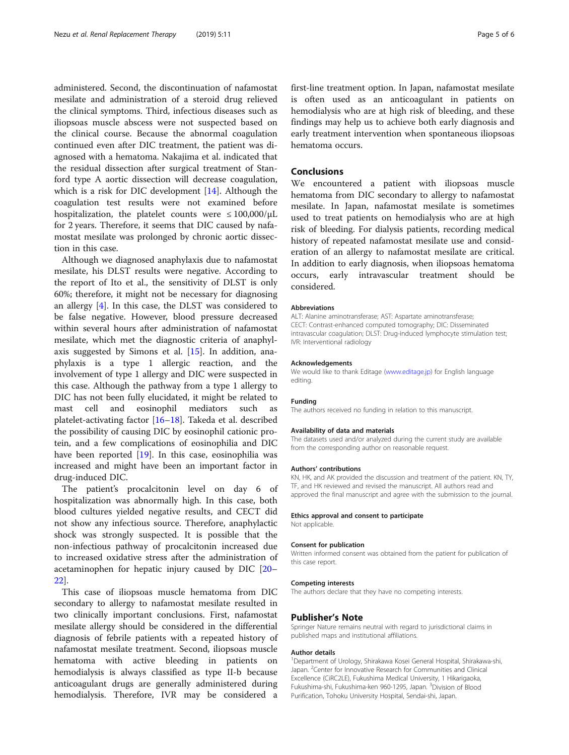administered. Second, the discontinuation of nafamostat mesilate and administration of a steroid drug relieved the clinical symptoms. Third, infectious diseases such as iliopsoas muscle abscess were not suspected based on the clinical course. Because the abnormal coagulation continued even after DIC treatment, the patient was diagnosed with a hematoma. Nakajima et al. indicated that the residual dissection after surgical treatment of Stanford type A aortic dissection will decrease coagulation, which is a risk for DIC development [14]. Although the coagulation test results were not examined before hospitalization, the platelet counts were ≤ 100,000/μL for 2 years. Therefore, it seems that DIC caused by nafamostat mesilate was prolonged by chronic aortic dissection in this case.

Although we diagnosed anaphylaxis due to nafamostat mesilate, his DLST results were negative. According to the report of Ito et al., the sensitivity of DLST is only 60%; therefore, it might not be necessary for diagnosing an allergy [4]. In this case, the DLST was considered to be false negative. However, blood pressure decreased within several hours after administration of nafamostat mesilate, which met the diagnostic criteria of anaphylaxis suggested by Simons et al. [15]. In addition, anaphylaxis is a type 1 allergic reaction, and the involvement of type 1 allergy and DIC were suspected in this case. Although the pathway from a type 1 allergy to DIC has not been fully elucidated, it might be related to mast cell and eosinophil mediators such as platelet-activating factor [16–18]. Takeda et al. described the possibility of causing DIC by eosinophil cationic protein, and a few complications of eosinophilia and DIC have been reported [19]. In this case, eosinophilia was increased and might have been an important factor in drug-induced DIC.

The patient's procalcitonin level on day 6 of hospitalization was abnormally high. In this case, both blood cultures yielded negative results, and CECT did not show any infectious source. Therefore, anaphylactic shock was strongly suspected. It is possible that the non-infectious pathway of procalcitonin increased due to increased oxidative stress after the administration of acetaminophen for hepatic injury caused by DIC [20–22].

This case of iliopsoas muscle hematoma from DIC secondary to allergy to nafamostat mesilate resulted in two clinically important conclusions. First, nafamostat mesilate allergy should be considered in the differential diagnosis of febrile patients with a repeated history of nafamostat mesilate treatment. Second, iliopsoas muscle hematoma with active bleeding in patients on hemodialysis is always classified as type II-b because anticoagulant drugs are generally administered during hemodialysis. Therefore, IVR may be considered a first-line treatment option. In Japan, nafamostat mesilate is often used as an anticoagulant in patients on hemodialysis who are at high risk of bleeding, and these findings may help us to achieve both early diagnosis and early treatment intervention when spontaneous iliopsoas hematoma occurs.

## Conclusions

We encountered a patient with iliopsoas muscle hematoma from DIC secondary to allergy to nafamostat mesilate. In Japan, nafamostat mesilate is sometimes used to treat patients on hemodialysis who are at high risk of bleeding. For dialysis patients, recording medical history of repeated nafamostat mesilate use and consideration of an allergy to nafamostat mesilate are critical. In addition to early diagnosis, when iliopsoas hematoma occurs, early intravascular treatment should be considered.

#### Abbreviations

ALT: Alanine aminotransferase; AST: Aspartate aminotransferase; CECT: Contrast-enhanced computed tomography; DIC: Disseminated intravascular coagulation; DLST: Drug-induced lymphocyte stimulation test; IVR: Interventional radiology

#### Acknowledgements

We would like to thank Editage (www.editage.jp) for English language editing.

#### Funding

The authors received no funding in relation to this manuscript.

#### Availability of data and materials

The datasets used and/or analyzed during the current study are available from the corresponding author on reasonable request.

#### Authors' contributions

KN, HK, and AK provided the discussion and treatment of the patient. KN, TY, TF, and HK reviewed and revised the manuscript. All authors read and approved the final manuscript and agree with the submission to the journal.

#### Ethics approval and consent to participate

Not applicable.

#### Consent for publication

Written informed consent was obtained from the patient for publication of this case report.

#### Competing interests

The authors declare that they have no competing interests.

## Publisher's Note

Springer Nature remains neutral with regard to jurisdictional claims in published maps and institutional affiliations.

#### Author details

[1]Department of Urology, Shirakawa Kosei General Hospital, Shirakawa-shi, Japan. [2]Center for Innovative Research for Communities and Clinical Excellence (CiRC2LE), Fukushima Medical University, 1 Hikarigaoka, Fukushima-shi, Fukushima-ken 960-1295, Japan. [3]Division of Blood Purification, Tohoku University Hospital, Sendai-shi, Japan.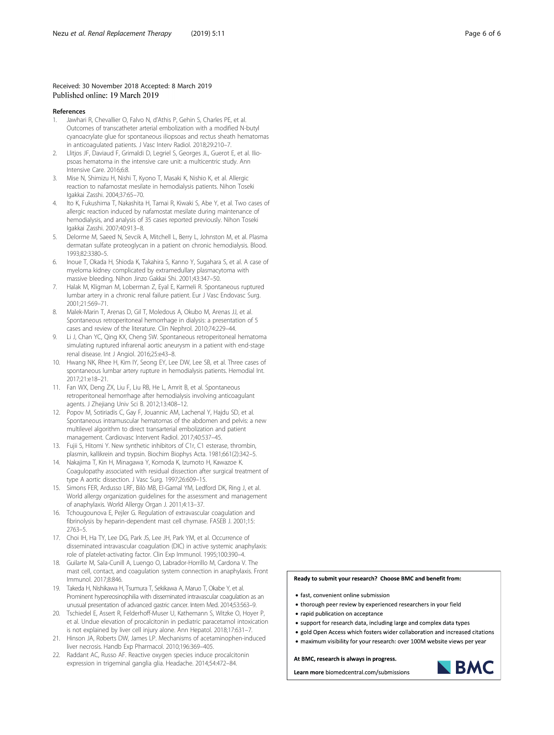Received: 30 November 2018 Accepted: 8 March 2019
Published online: 19 March 2019

## References

1. Jawhari R, Chevallier O, Falvo N, d'Athis P, Gehin S, Charles PE, et al. Outcomes of transcatheter arterial embolization with a modified N-butyl cyanoacrylate glue for spontaneous iliopsoas and rectus sheath hematomas in anticoagulated patients. J Vasc Interv Radiol. 2018;29:210–7.
2. Llitjos JF, Daviaud F, Grimaldi D, Legriel S, Georges JL, Guerot E, et al. Ilio-psoas hematoma in the intensive care unit: a multicentric study. Ann Intensive Care. 2016;6:8.
3. Mise N, Shimizu H, Nishi T, Kyono T, Masaki K, Nishio K, et al. Allergic reaction to nafamostat mesilate in hemodialysis patients. Nihon Toseki Igakkai Zasshi. 2004;37:65–70.
4. Ito K, Fukushima T, Nakashita H, Tamai R, Kiwaki S, Abe Y, et al. Two cases of allergic reaction induced by nafamostat mesilate during maintenance of hemodialysis, and analysis of 35 cases reported previously. Nihon Toseki Igakkai Zasshi. 2007;40:913–8.
5. Delorme M, Saeed N, Sevcik A, Mitchell L, Berry L, Johnston M, et al. Plasma dermatan sulfate proteoglycan in a patient on chronic hemodialysis. Blood. 1993;82:3380–5.
6. Inoue T, Okada H, Shioda K, Takahira S, Kanno Y, Sugahara S, et al. A case of myeloma kidney complicated by extramedullary plasmacytoma with massive bleeding. Nihon Jinzo Gakkai Shi. 2001;43:347–50.
7. Halak M, Kligman M, Loberman Z, Eyal E, Karmeli R. Spontaneous ruptured lumbar artery in a chronic renal failure patient. Eur J Vasc Endovasc Surg. 2001;21:569–71.
8. Malek-Marin T, Arenas D, Gil T, Moledous A, Okubo M, Arenas JJ, et al. Spontaneous retroperitoneal hemorrhage in dialysis: a presentation of 5 cases and review of the literature. Clin Nephrol. 2010;74:229–44.
9. Li J, Chan YC, Qing KX, Cheng SW. Spontaneous retroperitoneal hematoma simulating ruptured infrarenal aortic aneurysm in a patient with end-stage renal disease. Int J Angiol. 2016;25:e43–8.
10. Hwang NK, Rhee H, Kim IY, Seong EY, Lee DW, Lee SB, et al. Three cases of spontaneous lumbar artery rupture in hemodialysis patients. Hemodial Int. 2017;21:e18–21.
11. Fan WX, Deng ZX, Liu F, Liu RB, He L, Amrit B, et al. Spontaneous retroperitoneal hemorrhage after hemodialysis involving anticoagulant agents. J Zhejiang Univ Sci B. 2012;13:408–12.
12. Popov M, Sotiriadis C, Gay F, Jouannic AM, Lachenal Y, Hajdu SD, et al. Spontaneous intramuscular hematomas of the abdomen and pelvis: a new multilevel algorithm to direct transarterial embolization and patient management. Cardiovasc Intervent Radiol. 2017;40:537–45.
13. Fujii S, Hitomi Y. New synthetic inhibitors of C1r, C1 esterase, thrombin, plasmin, kallikrein and trypsin. Biochim Biophys Acta. 1981;661(2):342–5.
14. Nakajima T, Kin H, Minagawa Y, Komoda K, Izumoto H, Kawazoe K. Coagulopathy associated with residual dissection after surgical treatment of type A aortic dissection. J Vasc Surg. 1997;26:609–15.
15. Simons FER, Ardusso LRF, Bilò MB, El-Gamal YM, Ledford DK, Ring J, et al. World allergy organization guidelines for the assessment and management of anaphylaxis. World Allergy Organ J. 2011;4:13–37.
16. Tchougounova E, Pejler G. Regulation of extravascular coagulation and fibrinolysis by heparin-dependent mast cell chymase. FASEB J. 2001;15:2763–5.
17. Choi IH, Ha TY, Lee DG, Park JS, Lee JH, Park YM, et al. Occurrence of disseminated intravascular coagulation (DIC) in active systemic anaphylaxis: role of platelet-activating factor. Clin Exp Immunol. 1995;100:390–4.
18. Guilarte M, Sala-Cunill A, Luengo O, Labrador-Horrillo M, Cardona V. The mast cell, contact, and coagulation system connection in anaphylaxis. Front Immunol. 2017;8:846.
19. Takeda H, Nishikawa H, Tsumura T, Sekikawa A, Maruo T, Okabe Y, et al. Prominent hypereosinophilia with disseminated intravascular coagulation as an unusual presentation of advanced gastric cancer. Intern Med. 2014;53:563–9.
20. Tschiedel E, Assert R, Felderhoff-Muser U, Kathemann S, Witzke O, Hoyer P, et al. Undue elevation of procalcitonin in pediatric paracetamol intoxication is not explained by liver cell injury alone. Ann Hepatol. 2018;17:631–7.
21. Hinson JA, Roberts DW, James LP. Mechanisms of acetaminophen-induced liver necrosis. Handb Exp Pharmacol. 2010;196:369–405.
22. Raddant AC, Russo AF. Reactive oxygen species induce procalcitonin expression in trigeminal ganglia glia. Headache. 2014;54:472–84.

**Ready to submit your research? Choose BMC and benefit from:**

- fast, convenient online submission
- thorough peer review by experienced researchers in your field
- rapid publication on acceptance
- support for research data, including large and complex data types
- gold Open Access which fosters wider collaboration and increased citations
- maximum visibility for your research: over 100M website views per year

**At BMC, research is always in progress.**

**Learn more** biomedcentral.com/submissions

BMC